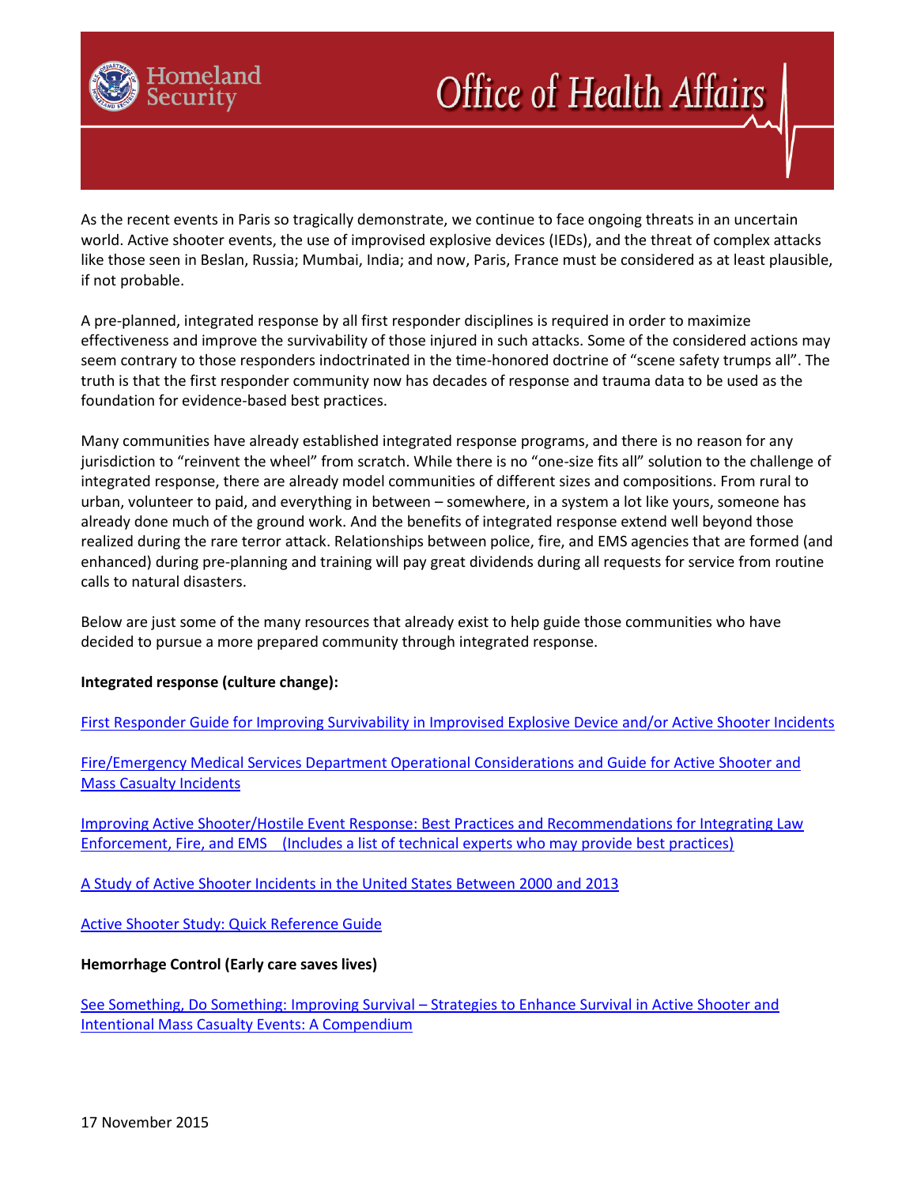# Office of Health Affairs

As the recent events in Paris so tragically demonstrate, we continue to face ongoing threats in an uncertain world. Active shooter events, the use of improvised explosive devices (IEDs), and the threat of complex attacks like those seen in Beslan, Russia; Mumbai, India; and now, Paris, France must be considered as at least plausible, if not probable.

A pre-planned, integrated response by all first responder disciplines is required in order to maximize effectiveness and improve the survivability of those injured in such attacks. Some of the considered actions may seem contrary to those responders indoctrinated in the time-honored doctrine of "scene safety trumps all". The truth is that the first responder community now has decades of response and trauma data to be used as the foundation for evidence-based best practices.

Many communities have already established integrated response programs, and there is no reason for any jurisdiction to "reinvent the wheel" from scratch. While there is no "one-size fits all" solution to the challenge of integrated response, there are already model communities of different sizes and compositions. From rural to urban, volunteer to paid, and everything in between – somewhere, in a system a lot like yours, someone has already done much of the ground work. And the benefits of integrated response extend well beyond those realized during the rare terror attack. Relationships between police, fire, and EMS agencies that are formed (and enhanced) during pre-planning and training will pay great dividends during all requests for service from routine calls to natural disasters.

Below are just some of the many resources that already exist to help guide those communities who have decided to pursue a more prepared community through integrated response.

**Integrated response (culture change):**

First Responder Guide for Improving Survivability in Improvised Explosive Device and/or Active Shooter Incidents

Fire/Emergency Medical Services Department Operational Considerations and Guide for Active Shooter and Mass Casualty Incidents

Improving Active Shooter/Hostile Event Response: Best Practices and Recommendations for Integrating Law Enforcement, Fire, and EMS (Includes a list of technical experts who may provide best practices)

A Study of Active Shooter Incidents in the United States Between 2000 and 2013

Active Shooter Study: Quick Reference Guide

**Hemorrhage Control (Early care saves lives)**

See Something, Do Something: Improving Survival – Strategies to Enhance Survival in Active Shooter and Intentional Mass Casualty Events: A Compendium

17 November 2015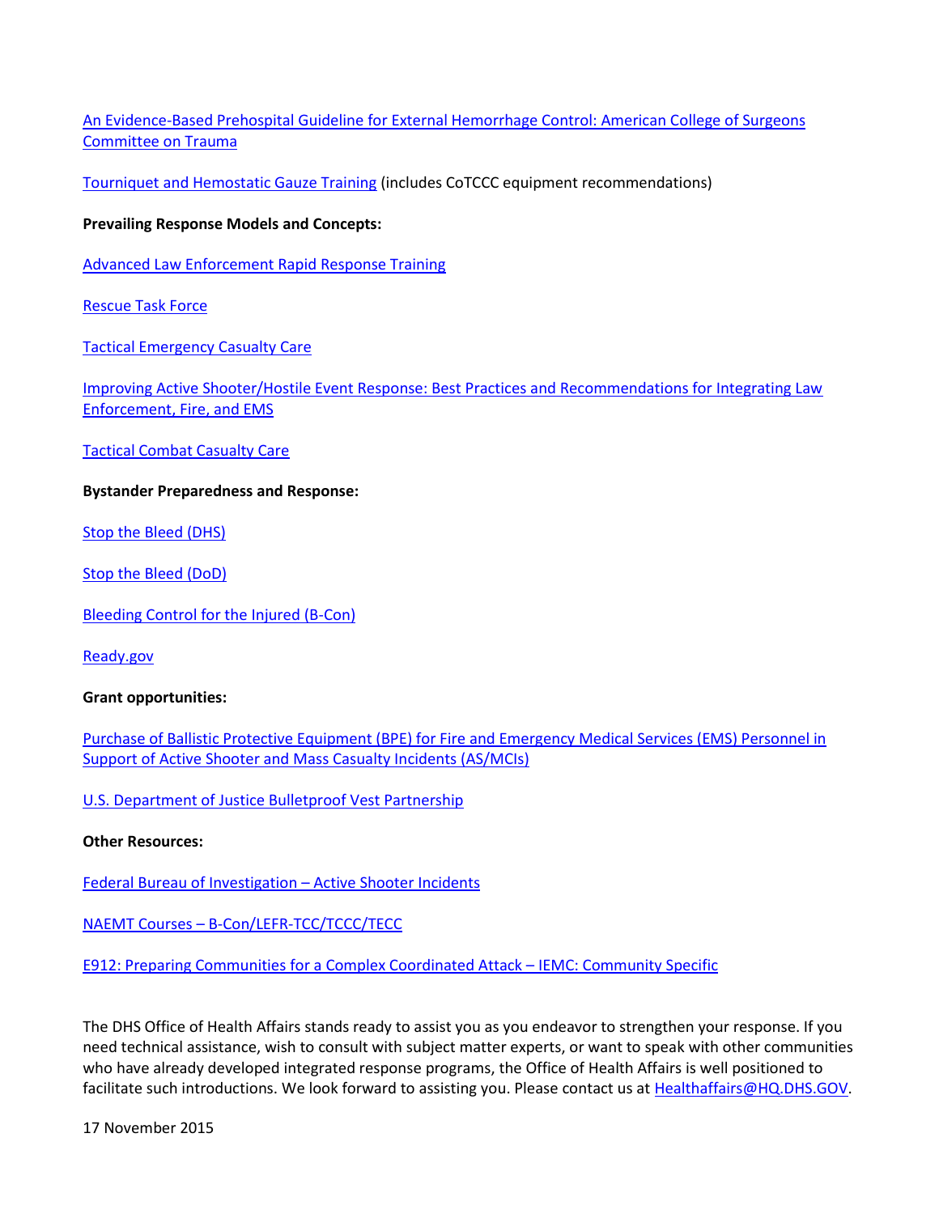An Evidence-Based Prehospital Guideline for External Hemorrhage Control: American College of Surgeons Committee on Trauma

Tourniquet and Hemostatic Gauze Training (includes CoTCCC equipment recommendations)

**Prevailing Response Models and Concepts:**

Advanced Law Enforcement Rapid Response Training

Rescue Task Force

Tactical Emergency Casualty Care

Improving Active Shooter/Hostile Event Response: Best Practices and Recommendations for Integrating Law Enforcement, Fire, and EMS

Tactical Combat Casualty Care

**Bystander Preparedness and Response:**

Stop the Bleed (DHS)

Stop the Bleed (DoD)

Bleeding Control for the Injured (B-Con)

Ready.gov

**Grant opportunities:**

Purchase of Ballistic Protective Equipment (BPE) for Fire and Emergency Medical Services (EMS) Personnel in Support of Active Shooter and Mass Casualty Incidents (AS/MCIs)

U.S. Department of Justice Bulletproof Vest Partnership

**Other Resources:**

Federal Bureau of Investigation – Active Shooter Incidents

NAEMT Courses – B-Con/LEFR-TCC/TCCC/TECC

E912: Preparing Communities for a Complex Coordinated Attack – IEMC: Community Specific

The DHS Office of Health Affairs stands ready to assist you as you endeavor to strengthen your response. If you need technical assistance, wish to consult with subject matter experts, or want to speak with other communities who have already developed integrated response programs, the Office of Health Affairs is well positioned to facilitate such introductions. We look forward to assisting you. Please contact us at Healthaffairs@HQ.DHS.GOV.

17 November 2015